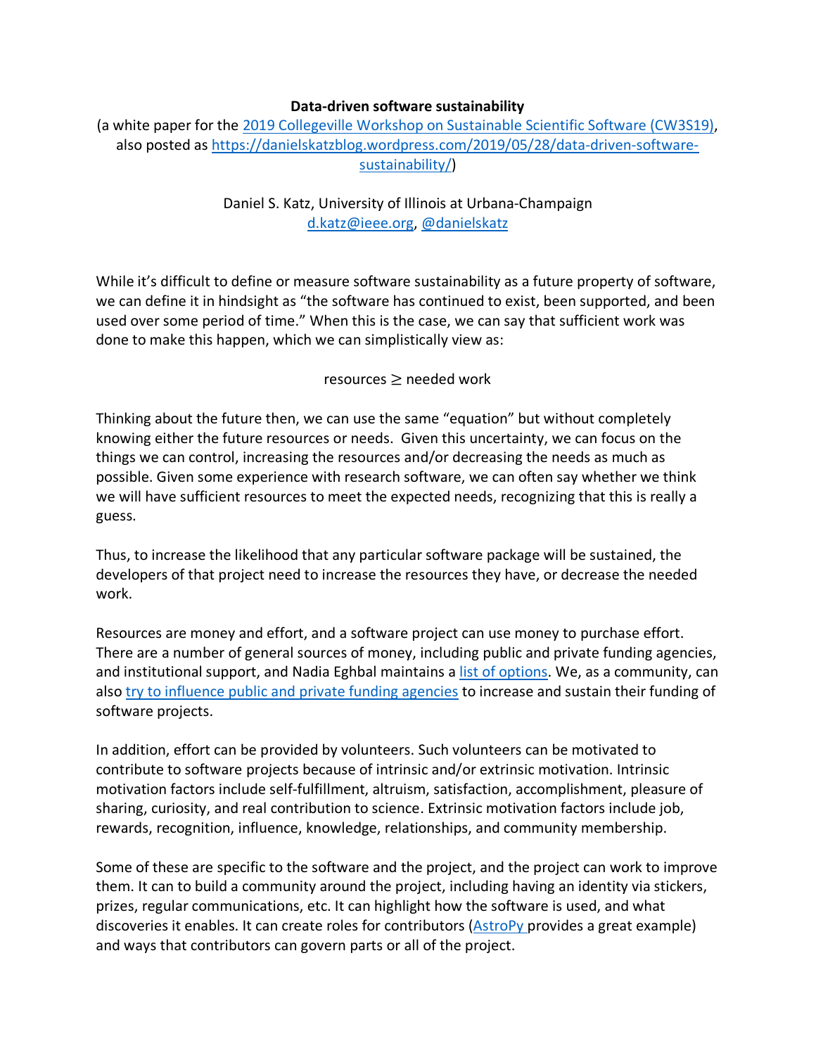**Data-driven software sustainability**

(a white paper for the [2019 Collegeville Workshop on Sustainable Scientific Software (CW3S19)](), also posted as [https://danielskatzblog.wordpress.com/2019/05/28/data-driven-software-sustainability/]())

Daniel S. Katz, University of Illinois at Urbana-Champaign
[d.katz@ieee.org](), [@danielskatz]()

While it's difficult to define or measure software sustainability as a future property of software, we can define it in hindsight as "the software has continued to exist, been supported, and been used over some period of time." When this is the case, we can say that sufficient work was done to make this happen, which we can simplistically view as:

$$\text{resources} \geq \text{needed work}$$

Thinking about the future then, we can use the same "equation" but without completely knowing either the future resources or needs. Given this uncertainty, we can focus on the things we can control, increasing the resources and/or decreasing the needs as much as possible. Given some experience with research software, we can often say whether we think we will have sufficient resources to meet the expected needs, recognizing that this is really a guess.

Thus, to increase the likelihood that any particular software package will be sustained, the developers of that project need to increase the resources they have, or decrease the needed work.

Resources are money and effort, and a software project can use money to purchase effort. There are a number of general sources of money, including public and private funding agencies, and institutional support, and Nadia Eghbal maintains a [list of options](). We, as a community, can also [try to influence public and private funding agencies]() to increase and sustain their funding of software projects.

In addition, effort can be provided by volunteers. Such volunteers can be motivated to contribute to software projects because of intrinsic and/or extrinsic motivation. Intrinsic motivation factors include self-fulfillment, altruism, satisfaction, accomplishment, pleasure of sharing, curiosity, and real contribution to science. Extrinsic motivation factors include job, rewards, recognition, influence, knowledge, relationships, and community membership.

Some of these are specific to the software and the project, and the project can work to improve them. It can to build a community around the project, including having an identity via stickers, prizes, regular communications, etc. It can highlight how the software is used, and what discoveries it enables. It can create roles for contributors ([AstroPy]() provides a great example) and ways that contributors can govern parts or all of the project.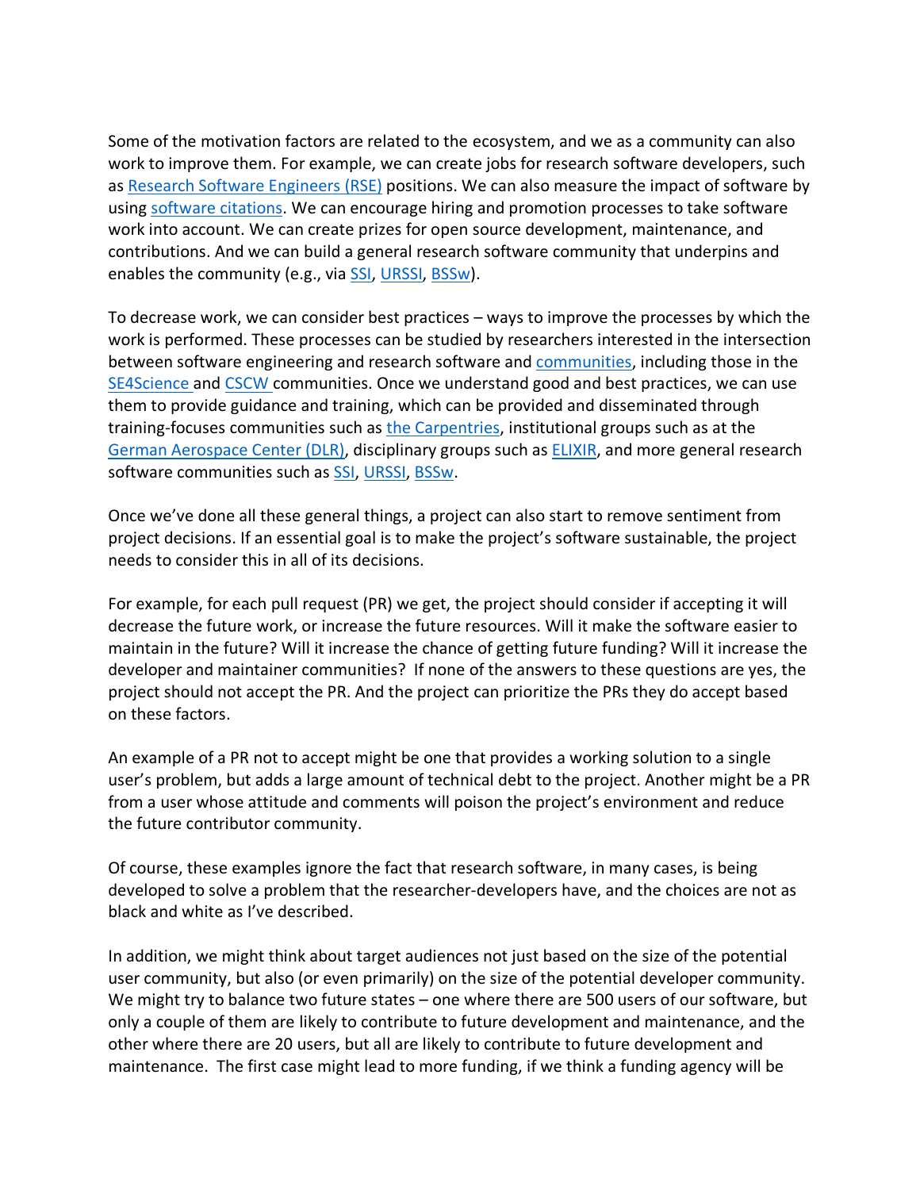Some of the motivation factors are related to the ecosystem, and we as a community can also work to improve them. For example, we can create jobs for research software developers, such as Research Software Engineers (RSE) positions. We can also measure the impact of software by using software citations. We can encourage hiring and promotion processes to take software work into account. We can create prizes for open source development, maintenance, and contributions. And we can build a general research software community that underpins and enables the community (e.g., via SSI, URSSI, BSSw).

To decrease work, we can consider best practices – ways to improve the processes by which the work is performed. These processes can be studied by researchers interested in the intersection between software engineering and research software and communities, including those in the SE4Science and CSCW communities. Once we understand good and best practices, we can use them to provide guidance and training, which can be provided and disseminated through training-focuses communities such as the Carpentries, institutional groups such as at the German Aerospace Center (DLR), disciplinary groups such as ELIXIR, and more general research software communities such as SSI, URSSI, BSSw.

Once we've done all these general things, a project can also start to remove sentiment from project decisions. If an essential goal is to make the project's software sustainable, the project needs to consider this in all of its decisions.

For example, for each pull request (PR) we get, the project should consider if accepting it will decrease the future work, or increase the future resources. Will it make the software easier to maintain in the future? Will it increase the chance of getting future funding? Will it increase the developer and maintainer communities? If none of the answers to these questions are yes, the project should not accept the PR. And the project can prioritize the PRs they do accept based on these factors.

An example of a PR not to accept might be one that provides a working solution to a single user's problem, but adds a large amount of technical debt to the project. Another might be a PR from a user whose attitude and comments will poison the project's environment and reduce the future contributor community.

Of course, these examples ignore the fact that research software, in many cases, is being developed to solve a problem that the researcher-developers have, and the choices are not as black and white as I've described.

In addition, we might think about target audiences not just based on the size of the potential user community, but also (or even primarily) on the size of the potential developer community. We might try to balance two future states – one where there are 500 users of our software, but only a couple of them are likely to contribute to future development and maintenance, and the other where there are 20 users, but all are likely to contribute to future development and maintenance. The first case might lead to more funding, if we think a funding agency will be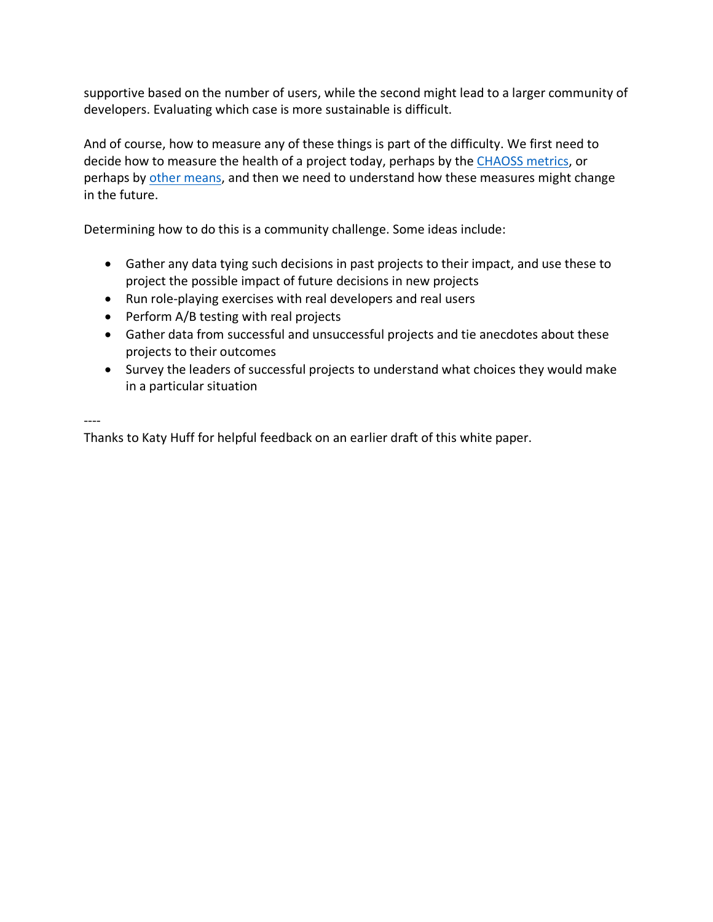supportive based on the number of users, while the second might lead to a larger community of developers. Evaluating which case is more sustainable is difficult.

And of course, how to measure any of these things is part of the difficulty. We first need to decide how to measure the health of a project today, perhaps by the CHAOSS metrics, or perhaps by other means, and then we need to understand how these measures might change in the future.

Determining how to do this is a community challenge. Some ideas include:

- Gather any data tying such decisions in past projects to their impact, and use these to project the possible impact of future decisions in new projects
- Run role-playing exercises with real developers and real users
- Perform A/B testing with real projects
- Gather data from successful and unsuccessful projects and tie anecdotes about these projects to their outcomes
- Survey the leaders of successful projects to understand what choices they would make in a particular situation

----

Thanks to Katy Huff for helpful feedback on an earlier draft of this white paper.